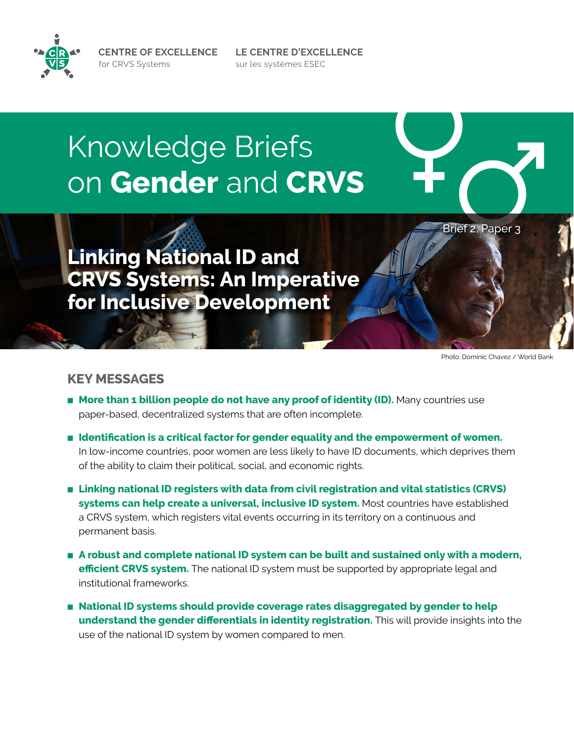CENTRE OF EXCELLENCE
for CRVS Systems

LE CENTRE D'EXCELLENCE
sur les systèmes ESEC

# Knowledge Briefs on **Gender** and **CRVS**

Brief 2, Paper 3

## Linking National ID and CRVS Systems: An Imperative for Inclusive Development

Photo: Dominic Chavez / World Bank

### KEY MESSAGES

- **More than 1 billion people do not have any proof of identity (ID).** Many countries use paper-based, decentralized systems that are often incomplete.
- **Identification is a critical factor for gender equality and the empowerment of women.** In low-income countries, poor women are less likely to have ID documents, which deprives them of the ability to claim their political, social, and economic rights.
- **Linking national ID registers with data from civil registration and vital statistics (CRVS) systems can help create a universal, inclusive ID system.** Most countries have established a CRVS system, which registers vital events occurring in its territory on a continuous and permanent basis.
- **A robust and complete national ID system can be built and sustained only with a modern, efficient CRVS system.** The national ID system must be supported by appropriate legal and institutional frameworks.
- **National ID systems should provide coverage rates disaggregated by gender to help understand the gender differentials in identity registration.** This will provide insights into the use of the national ID system by women compared to men.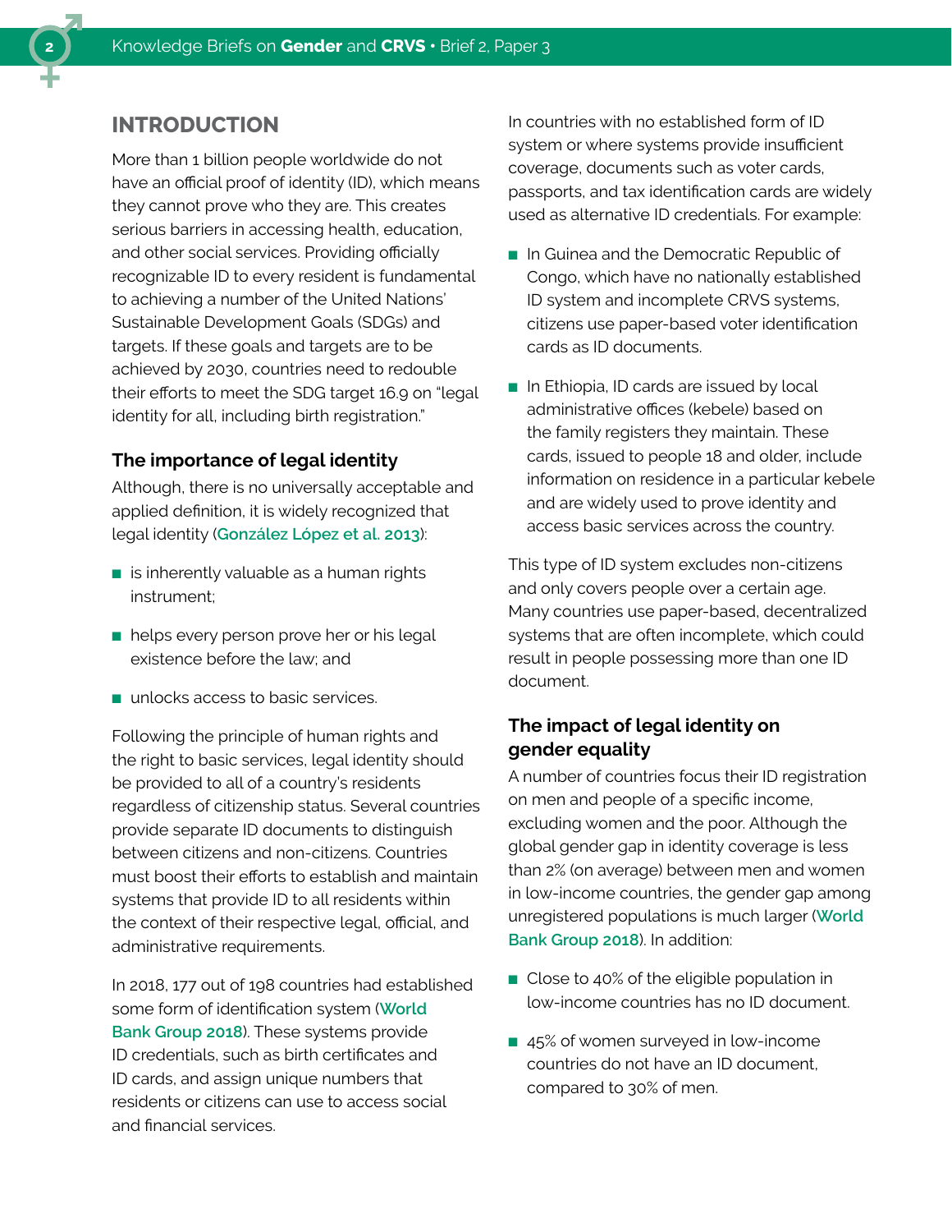## INTRODUCTION

More than 1 billion people worldwide do not have an official proof of identity (ID), which means they cannot prove who they are. This creates serious barriers in accessing health, education, and other social services. Providing officially recognizable ID to every resident is fundamental to achieving a number of the United Nations' Sustainable Development Goals (SDGs) and targets. If these goals and targets are to be achieved by 2030, countries need to redouble their efforts to meet the SDG target 16.9 on "legal identity for all, including birth registration."

### The importance of legal identity

Although, there is no universally acceptable and applied definition, it is widely recognized that legal identity (González López et al. 2013):

- is inherently valuable as a human rights instrument;
- helps every person prove her or his legal existence before the law; and
- unlocks access to basic services.

Following the principle of human rights and the right to basic services, legal identity should be provided to all of a country's residents regardless of citizenship status. Several countries provide separate ID documents to distinguish between citizens and non-citizens. Countries must boost their efforts to establish and maintain systems that provide ID to all residents within the context of their respective legal, official, and administrative requirements.

In 2018, 177 out of 198 countries had established some form of identification system (World Bank Group 2018). These systems provide ID credentials, such as birth certificates and ID cards, and assign unique numbers that residents or citizens can use to access social and financial services.

In countries with no established form of ID system or where systems provide insufficient coverage, documents such as voter cards, passports, and tax identification cards are widely used as alternative ID credentials. For example:

- In Guinea and the Democratic Republic of Congo, which have no nationally established ID system and incomplete CRVS systems, citizens use paper-based voter identification cards as ID documents.
- In Ethiopia, ID cards are issued by local administrative offices (kebele) based on the family registers they maintain. These cards, issued to people 18 and older, include information on residence in a particular kebele and are widely used to prove identity and access basic services across the country.

This type of ID system excludes non-citizens and only covers people over a certain age. Many countries use paper-based, decentralized systems that are often incomplete, which could result in people possessing more than one ID document.

### The impact of legal identity on gender equality

A number of countries focus their ID registration on men and people of a specific income, excluding women and the poor. Although the global gender gap in identity coverage is less than 2% (on average) between men and women in low-income countries, the gender gap among unregistered populations is much larger (World Bank Group 2018). In addition:

- Close to 40% of the eligible population in low-income countries has no ID document.
- 45% of women surveyed in low-income countries do not have an ID document, compared to 30% of men.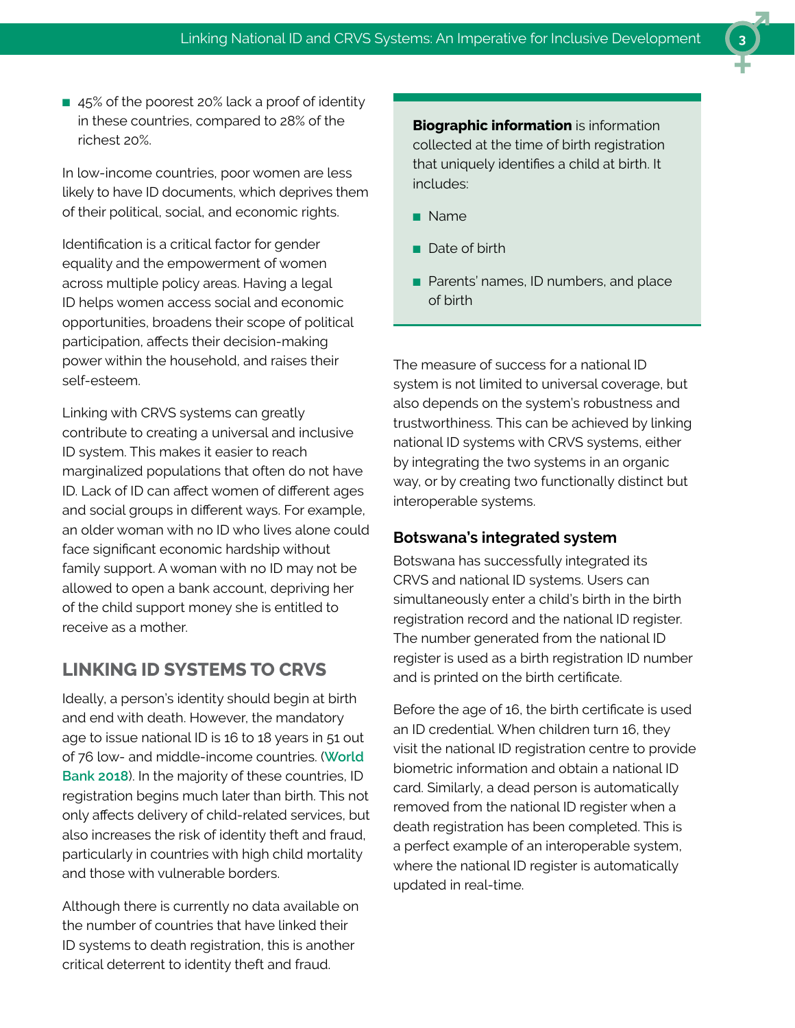- 45% of the poorest 20% lack a proof of identity in these countries, compared to 28% of the richest 20%.

In low-income countries, poor women are less likely to have ID documents, which deprives them of their political, social, and economic rights.

Identification is a critical factor for gender equality and the empowerment of women across multiple policy areas. Having a legal ID helps women access social and economic opportunities, broadens their scope of political participation, affects their decision-making power within the household, and raises their self-esteem.

Linking with CRVS systems can greatly contribute to creating a universal and inclusive ID system. This makes it easier to reach marginalized populations that often do not have ID. Lack of ID can affect women of different ages and social groups in different ways. For example, an older woman with no ID who lives alone could face significant economic hardship without family support. A woman with no ID may not be allowed to open a bank account, depriving her of the child support money she is entitled to receive as a mother.

## LINKING ID SYSTEMS TO CRVS

Ideally, a person's identity should begin at birth and end with death. However, the mandatory age to issue national ID is 16 to 18 years in 51 out of 76 low- and middle-income countries. (World Bank 2018). In the majority of these countries, ID registration begins much later than birth. This not only affects delivery of child-related services, but also increases the risk of identity theft and fraud, particularly in countries with high child mortality and those with vulnerable borders.

Although there is currently no data available on the number of countries that have linked their ID systems to death registration, this is another critical deterrent to identity theft and fraud.

**Biographic information** is information collected at the time of birth registration that uniquely identifies a child at birth. It includes:

- Name
- Date of birth
- Parents' names, ID numbers, and place of birth

The measure of success for a national ID system is not limited to universal coverage, but also depends on the system's robustness and trustworthiness. This can be achieved by linking national ID systems with CRVS systems, either by integrating the two systems in an organic way, or by creating two functionally distinct but interoperable systems.

### Botswana's integrated system

Botswana has successfully integrated its CRVS and national ID systems. Users can simultaneously enter a child's birth in the birth registration record and the national ID register. The number generated from the national ID register is used as a birth registration ID number and is printed on the birth certificate.

Before the age of 16, the birth certificate is used an ID credential. When children turn 16, they visit the national ID registration centre to provide biometric information and obtain a national ID card. Similarly, a dead person is automatically removed from the national ID register when a death registration has been completed. This is a perfect example of an interoperable system, where the national ID register is automatically updated in real-time.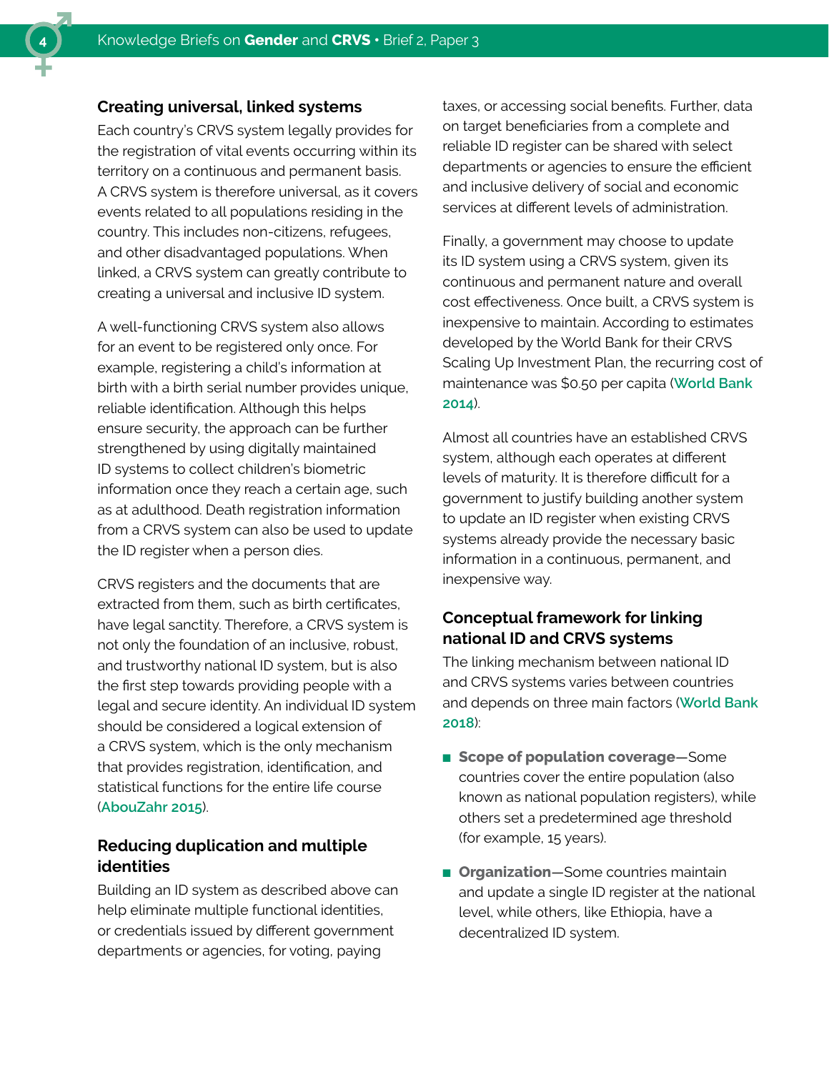### Creating universal, linked systems

Each country's CRVS system legally provides for the registration of vital events occurring within its territory on a continuous and permanent basis. A CRVS system is therefore universal, as it covers events related to all populations residing in the country. This includes non-citizens, refugees, and other disadvantaged populations. When linked, a CRVS system can greatly contribute to creating a universal and inclusive ID system.

A well-functioning CRVS system also allows for an event to be registered only once. For example, registering a child's information at birth with a birth serial number provides unique, reliable identification. Although this helps ensure security, the approach can be further strengthened by using digitally maintained ID systems to collect children's biometric information once they reach a certain age, such as at adulthood. Death registration information from a CRVS system can also be used to update the ID register when a person dies.

CRVS registers and the documents that are extracted from them, such as birth certificates, have legal sanctity. Therefore, a CRVS system is not only the foundation of an inclusive, robust, and trustworthy national ID system, but is also the first step towards providing people with a legal and secure identity. An individual ID system should be considered a logical extension of a CRVS system, which is the only mechanism that provides registration, identification, and statistical functions for the entire life course (AbouZahr 2015).

### Reducing duplication and multiple identities

Building an ID system as described above can help eliminate multiple functional identities, or credentials issued by different government departments or agencies, for voting, paying taxes, or accessing social benefits. Further, data on target beneficiaries from a complete and reliable ID register can be shared with select departments or agencies to ensure the efficient and inclusive delivery of social and economic services at different levels of administration.

Finally, a government may choose to update its ID system using a CRVS system, given its continuous and permanent nature and overall cost effectiveness. Once built, a CRVS system is inexpensive to maintain. According to estimates developed by the World Bank for their CRVS Scaling Up Investment Plan, the recurring cost of maintenance was $0.50 per capita (World Bank 2014).

Almost all countries have an established CRVS system, although each operates at different levels of maturity. It is therefore difficult for a government to justify building another system to update an ID register when existing CRVS systems already provide the necessary basic information in a continuous, permanent, and inexpensive way.

### Conceptual framework for linking national ID and CRVS systems

The linking mechanism between national ID and CRVS systems varies between countries and depends on three main factors (World Bank 2018):

- **Scope of population coverage**—Some countries cover the entire population (also known as national population registers), while others set a predetermined age threshold (for example, 15 years).
- **Organization**—Some countries maintain and update a single ID register at the national level, while others, like Ethiopia, have a decentralized ID system.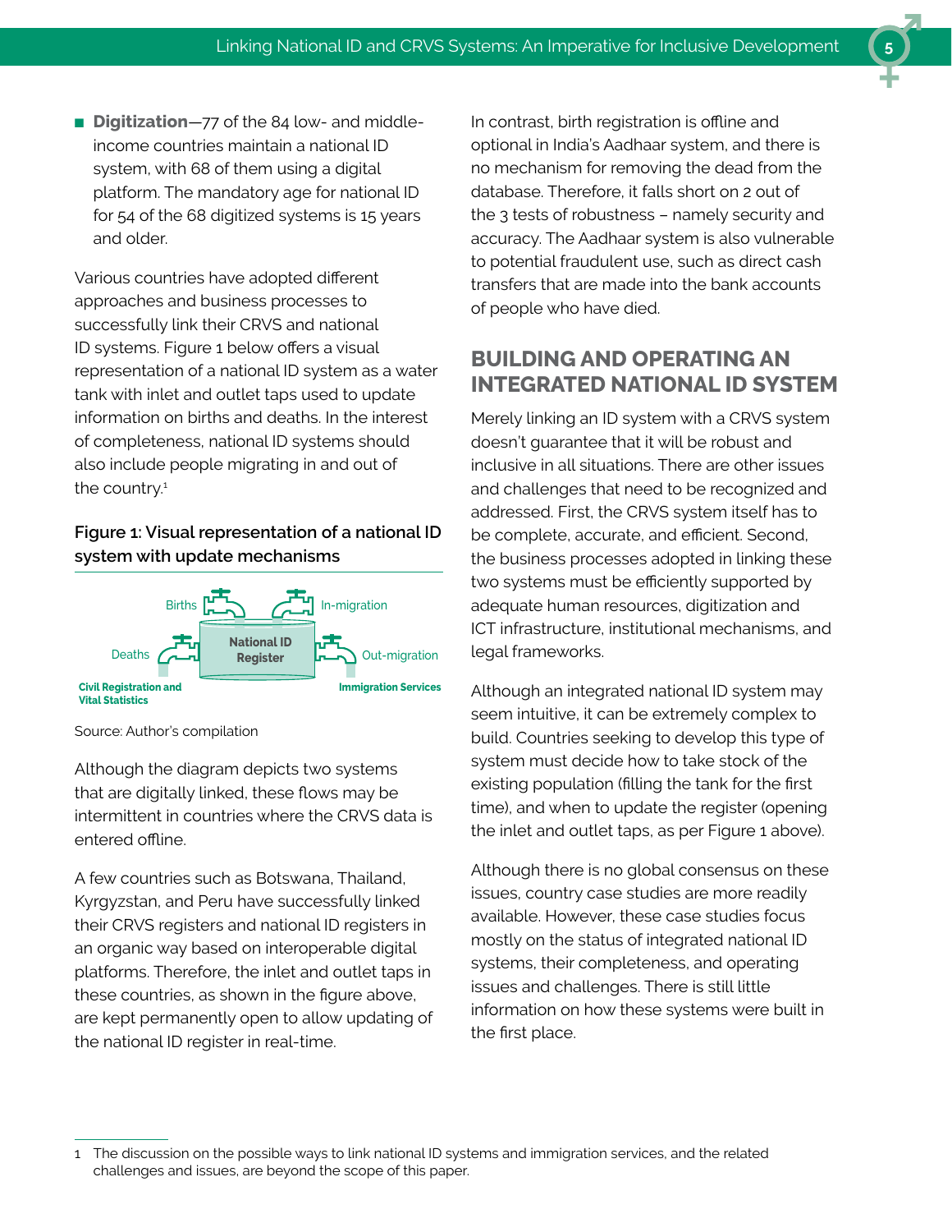- **Digitization**—77 of the 84 low- and middle-income countries maintain a national ID system, with 68 of them using a digital platform. The mandatory age for national ID for 54 of the 68 digitized systems is 15 years and older.

Various countries have adopted different approaches and business processes to successfully link their CRVS and national ID systems. Figure 1 below offers a visual representation of a national ID system as a water tank with inlet and outlet taps used to update information on births and deaths. In the interest of completeness, national ID systems should also include people migrating in and out of the country.[1]

**Figure 1: Visual representation of a national ID system with update mechanisms**

Births, In-migration, Deaths, National ID Register, Out-migration, Civil Registration and Vital Statistics, Immigration Services

Source: Author's compilation

Although the diagram depicts two systems that are digitally linked, these flows may be intermittent in countries where the CRVS data is entered offline.

A few countries such as Botswana, Thailand, Kyrgyzstan, and Peru have successfully linked their CRVS registers and national ID registers in an organic way based on interoperable digital platforms. Therefore, the inlet and outlet taps in these countries, as shown in the figure above, are kept permanently open to allow updating of the national ID register in real-time.

In contrast, birth registration is offline and optional in India's Aadhaar system, and there is no mechanism for removing the dead from the database. Therefore, it falls short on 2 out of the 3 tests of robustness – namely security and accuracy. The Aadhaar system is also vulnerable to potential fraudulent use, such as direct cash transfers that are made into the bank accounts of people who have died.

## BUILDING AND OPERATING AN INTEGRATED NATIONAL ID SYSTEM

Merely linking an ID system with a CRVS system doesn't guarantee that it will be robust and inclusive in all situations. There are other issues and challenges that need to be recognized and addressed. First, the CRVS system itself has to be complete, accurate, and efficient. Second, the business processes adopted in linking these two systems must be efficiently supported by adequate human resources, digitization and ICT infrastructure, institutional mechanisms, and legal frameworks.

Although an integrated national ID system may seem intuitive, it can be extremely complex to build. Countries seeking to develop this type of system must decide how to take stock of the existing population (filling the tank for the first time), and when to update the register (opening the inlet and outlet taps, as per Figure 1 above).

Although there is no global consensus on these issues, country case studies are more readily available. However, these case studies focus mostly on the status of integrated national ID systems, their completeness, and operating issues and challenges. There is still little information on how these systems were built in the first place.

---

1 The discussion on the possible ways to link national ID systems and immigration services, and the related challenges and issues, are beyond the scope of this paper.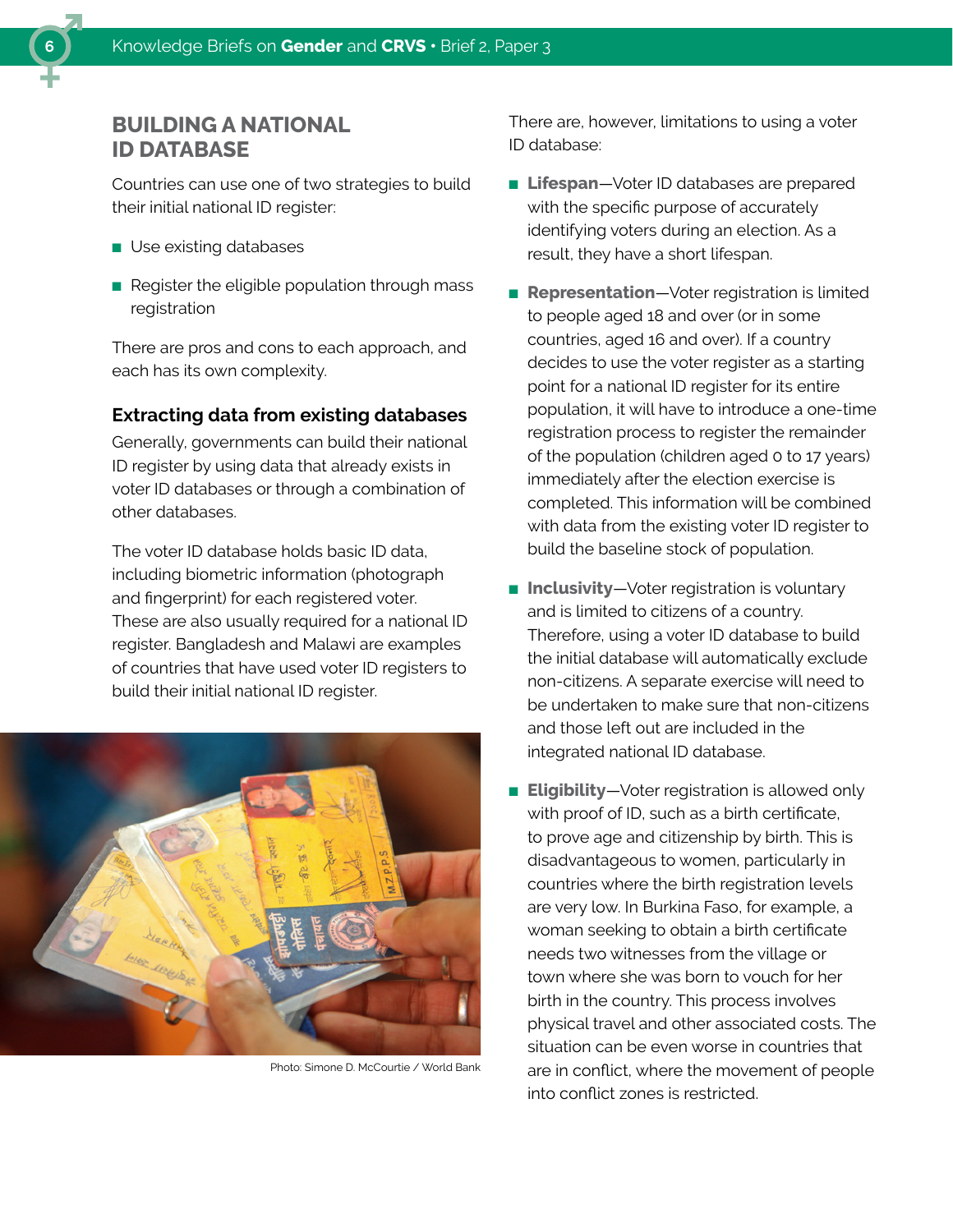## BUILDING A NATIONAL ID DATABASE

Countries can use one of two strategies to build their initial national ID register:

- Use existing databases
- Register the eligible population through mass registration

There are pros and cons to each approach, and each has its own complexity.

### Extracting data from existing databases

Generally, governments can build their national ID register by using data that already exists in voter ID databases or through a combination of other databases.

The voter ID database holds basic ID data, including biometric information (photograph and fingerprint) for each registered voter. These are also usually required for a national ID register. Bangladesh and Malawi are examples of countries that have used voter ID registers to build their initial national ID register.

Photo: Simone D. McCourtie / World Bank

There are, however, limitations to using a voter ID database:

- **Lifespan**—Voter ID databases are prepared with the specific purpose of accurately identifying voters during an election. As a result, they have a short lifespan.
- **Representation**—Voter registration is limited to people aged 18 and over (or in some countries, aged 16 and over). If a country decides to use the voter register as a starting point for a national ID register for its entire population, it will have to introduce a one-time registration process to register the remainder of the population (children aged 0 to 17 years) immediately after the election exercise is completed. This information will be combined with data from the existing voter ID register to build the baseline stock of population.
- **Inclusivity**—Voter registration is voluntary and is limited to citizens of a country. Therefore, using a voter ID database to build the initial database will automatically exclude non-citizens. A separate exercise will need to be undertaken to make sure that non-citizens and those left out are included in the integrated national ID database.
- **Eligibility**—Voter registration is allowed only with proof of ID, such as a birth certificate, to prove age and citizenship by birth. This is disadvantageous to women, particularly in countries where the birth registration levels are very low. In Burkina Faso, for example, a woman seeking to obtain a birth certificate needs two witnesses from the village or town where she was born to vouch for her birth in the country. This process involves physical travel and other associated costs. The situation can be even worse in countries that are in conflict, where the movement of people into conflict zones is restricted.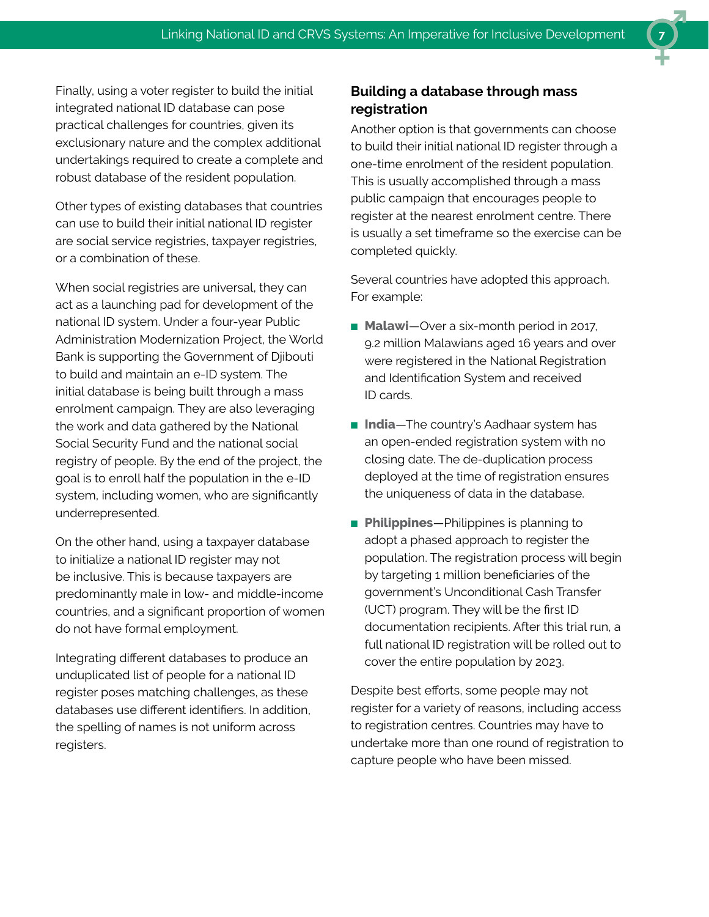Finally, using a voter register to build the initial integrated national ID database can pose practical challenges for countries, given its exclusionary nature and the complex additional undertakings required to create a complete and robust database of the resident population.

Other types of existing databases that countries can use to build their initial national ID register are social service registries, taxpayer registries, or a combination of these.

When social registries are universal, they can act as a launching pad for development of the national ID system. Under a four-year Public Administration Modernization Project, the World Bank is supporting the Government of Djibouti to build and maintain an e-ID system. The initial database is being built through a mass enrolment campaign. They are also leveraging the work and data gathered by the National Social Security Fund and the national social registry of people. By the end of the project, the goal is to enroll half the population in the e-ID system, including women, who are significantly underrepresented.

On the other hand, using a taxpayer database to initialize a national ID register may not be inclusive. This is because taxpayers are predominantly male in low- and middle-income countries, and a significant proportion of women do not have formal employment.

Integrating different databases to produce an unduplicated list of people for a national ID register poses matching challenges, as these databases use different identifiers. In addition, the spelling of names is not uniform across registers.

### Building a database through mass registration

Another option is that governments can choose to build their initial national ID register through a one-time enrolment of the resident population. This is usually accomplished through a mass public campaign that encourages people to register at the nearest enrolment centre. There is usually a set timeframe so the exercise can be completed quickly.

Several countries have adopted this approach. For example:

- **Malawi**—Over a six-month period in 2017, 9.2 million Malawians aged 16 years and over were registered in the National Registration and Identification System and received ID cards.
- **India**—The country's Aadhaar system has an open-ended registration system with no closing date. The de-duplication process deployed at the time of registration ensures the uniqueness of data in the database.
- **Philippines**—Philippines is planning to adopt a phased approach to register the population. The registration process will begin by targeting 1 million beneficiaries of the government's Unconditional Cash Transfer (UCT) program. They will be the first ID documentation recipients. After this trial run, a full national ID registration will be rolled out to cover the entire population by 2023.

Despite best efforts, some people may not register for a variety of reasons, including access to registration centres. Countries may have to undertake more than one round of registration to capture people who have been missed.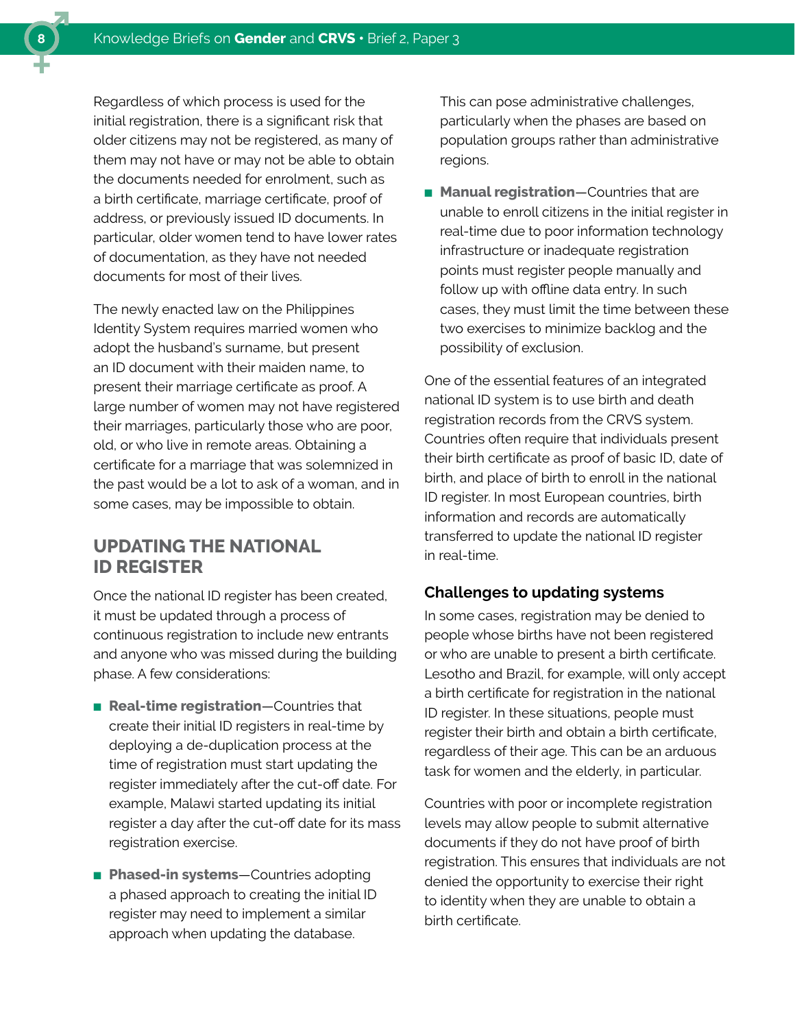Regardless of which process is used for the initial registration, there is a significant risk that older citizens may not be registered, as many of them may not have or may not be able to obtain the documents needed for enrolment, such as a birth certificate, marriage certificate, proof of address, or previously issued ID documents. In particular, older women tend to have lower rates of documentation, as they have not needed documents for most of their lives.

The newly enacted law on the Philippines Identity System requires married women who adopt the husband's surname, but present an ID document with their maiden name, to present their marriage certificate as proof. A large number of women may not have registered their marriages, particularly those who are poor, old, or who live in remote areas. Obtaining a certificate for a marriage that was solemnized in the past would be a lot to ask of a woman, and in some cases, may be impossible to obtain.

## UPDATING THE NATIONAL ID REGISTER

Once the national ID register has been created, it must be updated through a process of continuous registration to include new entrants and anyone who was missed during the building phase. A few considerations:

- **Real-time registration**—Countries that create their initial ID registers in real-time by deploying a de-duplication process at the time of registration must start updating the register immediately after the cut-off date. For example, Malawi started updating its initial register a day after the cut-off date for its mass registration exercise.
- **Phased-in systems**—Countries adopting a phased approach to creating the initial ID register may need to implement a similar approach when updating the database. This can pose administrative challenges, particularly when the phases are based on population groups rather than administrative regions.
- **Manual registration**—Countries that are unable to enroll citizens in the initial register in real-time due to poor information technology infrastructure or inadequate registration points must register people manually and follow up with offline data entry. In such cases, they must limit the time between these two exercises to minimize backlog and the possibility of exclusion.

One of the essential features of an integrated national ID system is to use birth and death registration records from the CRVS system. Countries often require that individuals present their birth certificate as proof of basic ID, date of birth, and place of birth to enroll in the national ID register. In most European countries, birth information and records are automatically transferred to update the national ID register in real-time.

### Challenges to updating systems

In some cases, registration may be denied to people whose births have not been registered or who are unable to present a birth certificate. Lesotho and Brazil, for example, will only accept a birth certificate for registration in the national ID register. In these situations, people must register their birth and obtain a birth certificate, regardless of their age. This can be an arduous task for women and the elderly, in particular.

Countries with poor or incomplete registration levels may allow people to submit alternative documents if they do not have proof of birth registration. This ensures that individuals are not denied the opportunity to exercise their right to identity when they are unable to obtain a birth certificate.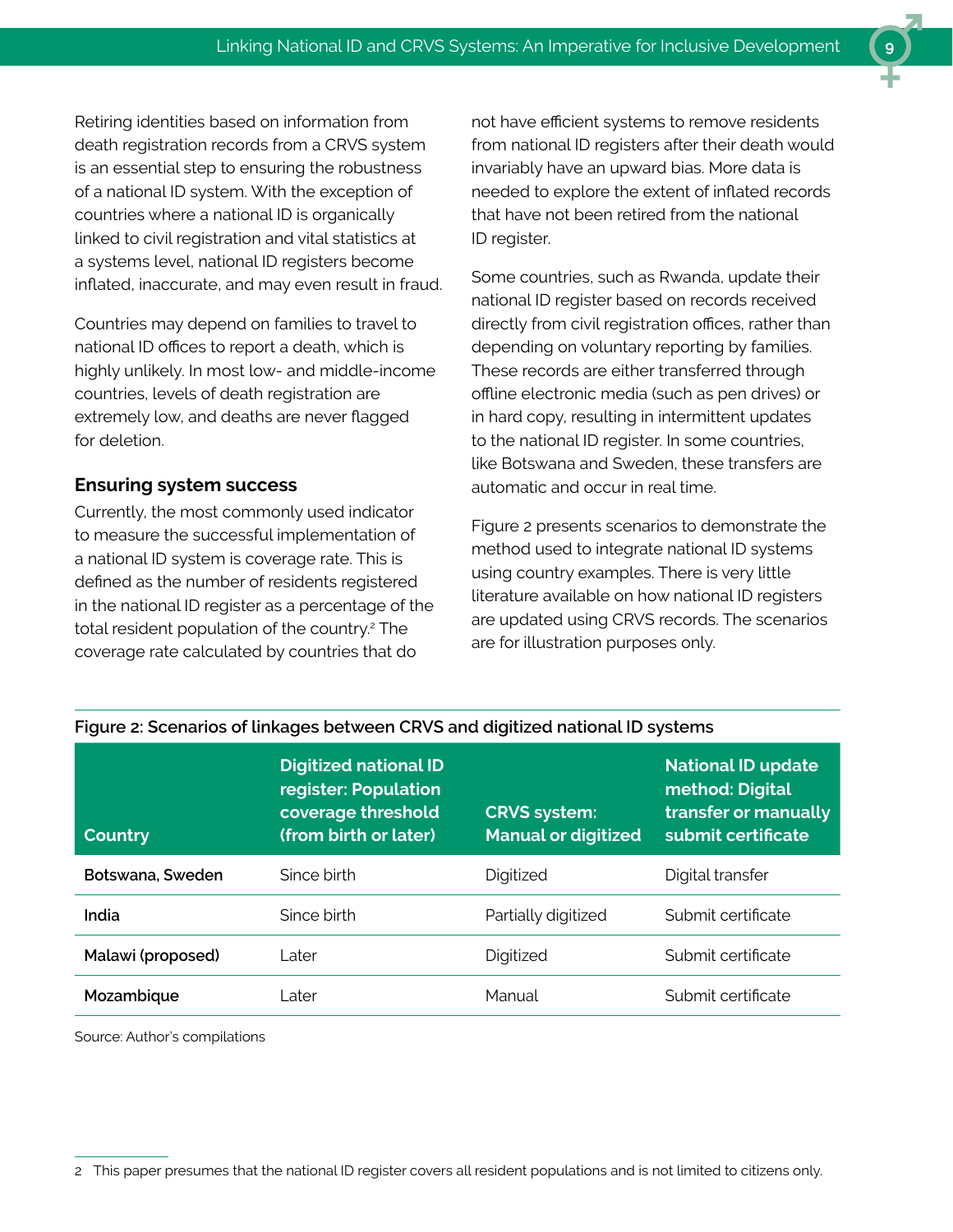Retiring identities based on information from death registration records from a CRVS system is an essential step to ensuring the robustness of a national ID system. With the exception of countries where a national ID is organically linked to civil registration and vital statistics at a systems level, national ID registers become inflated, inaccurate, and may even result in fraud.

Countries may depend on families to travel to national ID offices to report a death, which is highly unlikely. In most low- and middle-income countries, levels of death registration are extremely low, and deaths are never flagged for deletion.

### Ensuring system success

Currently, the most commonly used indicator to measure the successful implementation of a national ID system is coverage rate. This is defined as the number of residents registered in the national ID register as a percentage of the total resident population of the country.[2] The coverage rate calculated by countries that do not have efficient systems to remove residents from national ID registers after their death would invariably have an upward bias. More data is needed to explore the extent of inflated records that have not been retired from the national ID register.

Some countries, such as Rwanda, update their national ID register based on records received directly from civil registration offices, rather than depending on voluntary reporting by families. These records are either transferred through offline electronic media (such as pen drives) or in hard copy, resulting in intermittent updates to the national ID register. In some countries, like Botswana and Sweden, these transfers are automatic and occur in real time.

Figure 2 presents scenarios to demonstrate the method used to integrate national ID systems using country examples. There is very little literature available on how national ID registers are updated using CRVS records. The scenarios are for illustration purposes only.

**Figure 2: Scenarios of linkages between CRVS and digitized national ID systems**

| Country | Digitized national ID register: Population coverage threshold (from birth or later) | CRVS system: Manual or digitized | National ID update method: Digital transfer or manually submit certificate |
|---|---|---|---|
| **Botswana, Sweden** | Since birth | Digitized | Digital transfer |
| **India** | Since birth | Partially digitized | Submit certificate |
| **Malawi (proposed)** | Later | Digitized | Submit certificate |
| **Mozambique** | Later | Manual | Submit certificate |

Source: Author's compilations

2 This paper presumes that the national ID register covers all resident populations and is not limited to citizens only.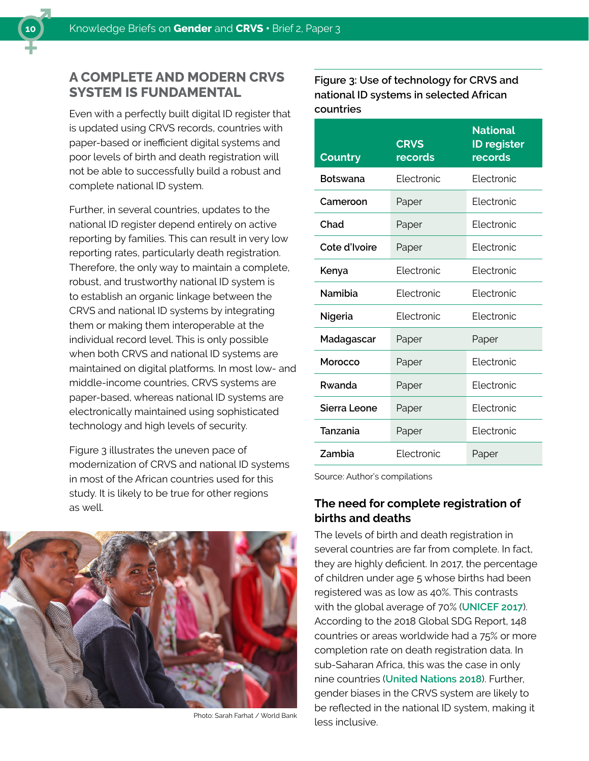## A COMPLETE AND MODERN CRVS SYSTEM IS FUNDAMENTAL

Even with a perfectly built digital ID register that is updated using CRVS records, countries with paper-based or inefficient digital systems and poor levels of birth and death registration will not be able to successfully build a robust and complete national ID system.

Further, in several countries, updates to the national ID register depend entirely on active reporting by families. This can result in very low reporting rates, particularly death registration. Therefore, the only way to maintain a complete, robust, and trustworthy national ID system is to establish an organic linkage between the CRVS and national ID systems by integrating them or making them interoperable at the individual record level. This is only possible when both CRVS and national ID systems are maintained on digital platforms. In most low- and middle-income countries, CRVS systems are paper-based, whereas national ID systems are electronically maintained using sophisticated technology and high levels of security.

Figure 3 illustrates the uneven pace of modernization of CRVS and national ID systems in most of the African countries used for this study. It is likely to be true for other regions as well.

Photo: Sarah Farhat / World Bank

**Figure 3: Use of technology for CRVS and national ID systems in selected African countries**

| Country | CRVS records | National ID register records |
|---|---|---|
| Botswana | Electronic | Electronic |
| Cameroon | Paper | Electronic |
| Chad | Paper | Electronic |
| Cote d'Ivoire | Paper | Electronic |
| Kenya | Electronic | Electronic |
| Namibia | Electronic | Electronic |
| Nigeria | Electronic | Electronic |
| Madagascar | Paper | Paper |
| Morocco | Paper | Electronic |
| Rwanda | Paper | Electronic |
| Sierra Leone | Paper | Electronic |
| Tanzania | Paper | Electronic |
| Zambia | Electronic | Paper |

Source: Author's compilations

### The need for complete registration of births and deaths

The levels of birth and death registration in several countries are far from complete. In fact, they are highly deficient. In 2017, the percentage of children under age 5 whose births had been registered was as low as 40%. This contrasts with the global average of 70% (UNICEF 2017). According to the 2018 Global SDG Report, 148 countries or areas worldwide had a 75% or more completion rate on death registration data. In sub-Saharan Africa, this was the case in only nine countries (United Nations 2018). Further, gender biases in the CRVS system are likely to be reflected in the national ID system, making it less inclusive.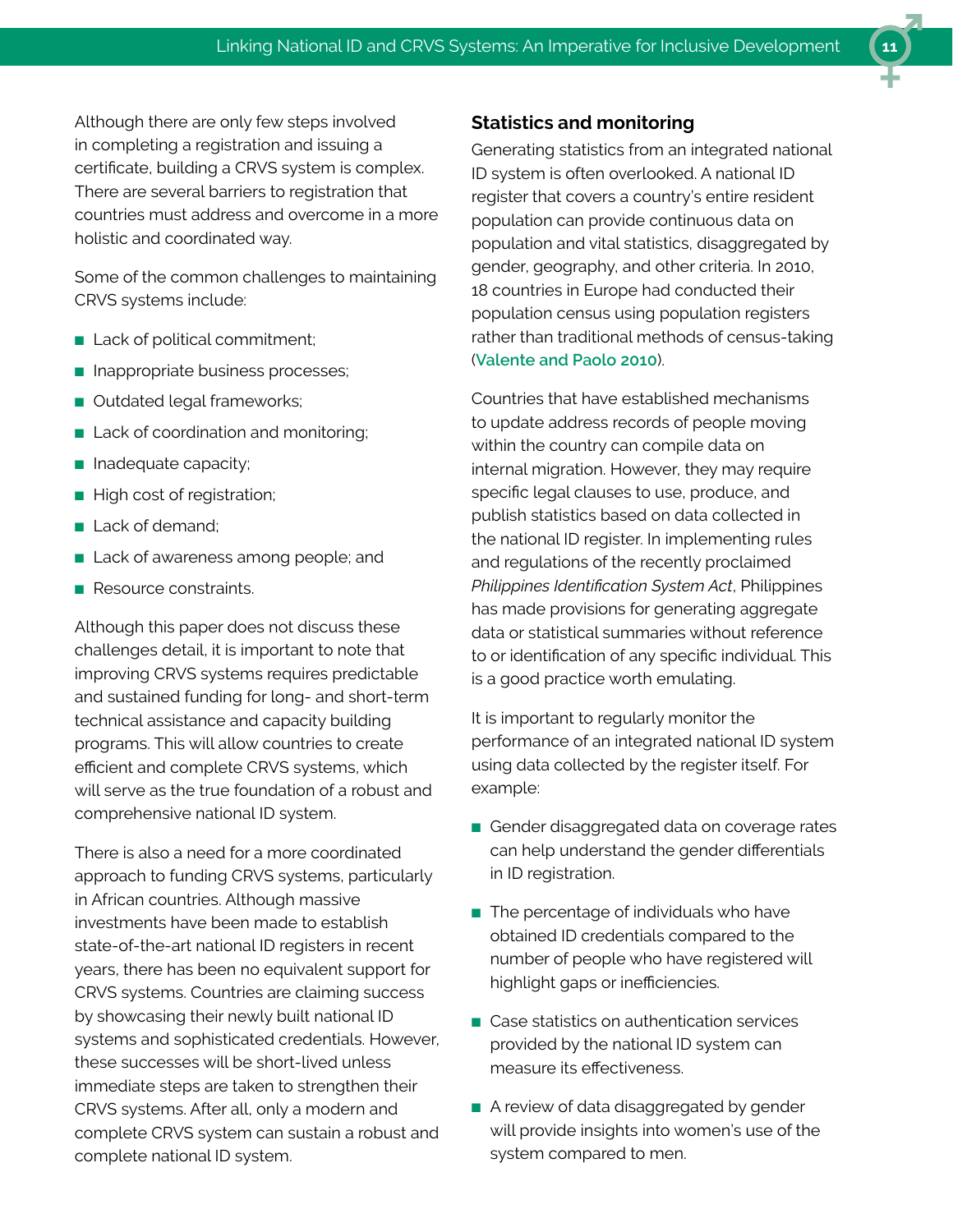Although there are only few steps involved in completing a registration and issuing a certificate, building a CRVS system is complex. There are several barriers to registration that countries must address and overcome in a more holistic and coordinated way.

Some of the common challenges to maintaining CRVS systems include:

- Lack of political commitment;
- Inappropriate business processes;
- Outdated legal frameworks;
- Lack of coordination and monitoring;
- Inadequate capacity;
- High cost of registration;
- Lack of demand;
- Lack of awareness among people; and
- Resource constraints.

Although this paper does not discuss these challenges detail, it is important to note that improving CRVS systems requires predictable and sustained funding for long- and short-term technical assistance and capacity building programs. This will allow countries to create efficient and complete CRVS systems, which will serve as the true foundation of a robust and comprehensive national ID system.

There is also a need for a more coordinated approach to funding CRVS systems, particularly in African countries. Although massive investments have been made to establish state-of-the-art national ID registers in recent years, there has been no equivalent support for CRVS systems. Countries are claiming success by showcasing their newly built national ID systems and sophisticated credentials. However, these successes will be short-lived unless immediate steps are taken to strengthen their CRVS systems. After all, only a modern and complete CRVS system can sustain a robust and complete national ID system.

## Statistics and monitoring

Generating statistics from an integrated national ID system is often overlooked. A national ID register that covers a country's entire resident population can provide continuous data on population and vital statistics, disaggregated by gender, geography, and other criteria. In 2010, 18 countries in Europe had conducted their population census using population registers rather than traditional methods of census-taking (**Valente and Paolo 2010**).

Countries that have established mechanisms to update address records of people moving within the country can compile data on internal migration. However, they may require specific legal clauses to use, produce, and publish statistics based on data collected in the national ID register. In implementing rules and regulations of the recently proclaimed *Philippines Identification System Act*, Philippines has made provisions for generating aggregate data or statistical summaries without reference to or identification of any specific individual. This is a good practice worth emulating.

It is important to regularly monitor the performance of an integrated national ID system using data collected by the register itself. For example:

- Gender disaggregated data on coverage rates can help understand the gender differentials in ID registration.
- The percentage of individuals who have obtained ID credentials compared to the number of people who have registered will highlight gaps or inefficiencies.
- Case statistics on authentication services provided by the national ID system can measure its effectiveness.
- A review of data disaggregated by gender will provide insights into women's use of the system compared to men.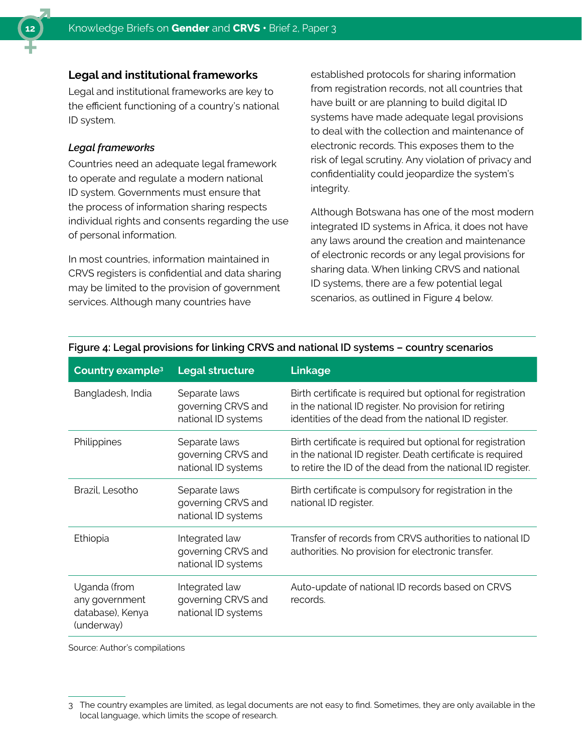## Legal and institutional frameworks

Legal and institutional frameworks are key to the efficient functioning of a country's national ID system.

### *Legal frameworks*

Countries need an adequate legal framework to operate and regulate a modern national ID system. Governments must ensure that the process of information sharing respects individual rights and consents regarding the use of personal information.

In most countries, information maintained in CRVS registers is confidential and data sharing may be limited to the provision of government services. Although many countries have established protocols for sharing information from registration records, not all countries that have built or are planning to build digital ID systems have made adequate legal provisions to deal with the collection and maintenance of electronic records. This exposes them to the risk of legal scrutiny. Any violation of privacy and confidentiality could jeopardize the system's integrity.

Although Botswana has one of the most modern integrated ID systems in Africa, it does not have any laws around the creation and maintenance of electronic records or any legal provisions for sharing data. When linking CRVS and national ID systems, there are a few potential legal scenarios, as outlined in Figure 4 below.

**Figure 4: Legal provisions for linking CRVS and national ID systems – country scenarios**

| Country example[3] | Legal structure | Linkage |
|---|---|---|
| Bangladesh, India | Separate laws governing CRVS and national ID systems | Birth certificate is required but optional for registration in the national ID register. No provision for retiring identities of the dead from the national ID register. |
| Philippines | Separate laws governing CRVS and national ID systems | Birth certificate is required but optional for registration in the national ID register. Death certificate is required to retire the ID of the dead from the national ID register. |
| Brazil, Lesotho | Separate laws governing CRVS and national ID systems | Birth certificate is compulsory for registration in the national ID register. |
| Ethiopia | Integrated law governing CRVS and national ID systems | Transfer of records from CRVS authorities to national ID authorities. No provision for electronic transfer. |
| Uganda (from any government database), Kenya (underway) | Integrated law governing CRVS and national ID systems | Auto-update of national ID records based on CRVS records. |

Source: Author's compilations

3 The country examples are limited, as legal documents are not easy to find. Sometimes, they are only available in the local language, which limits the scope of research.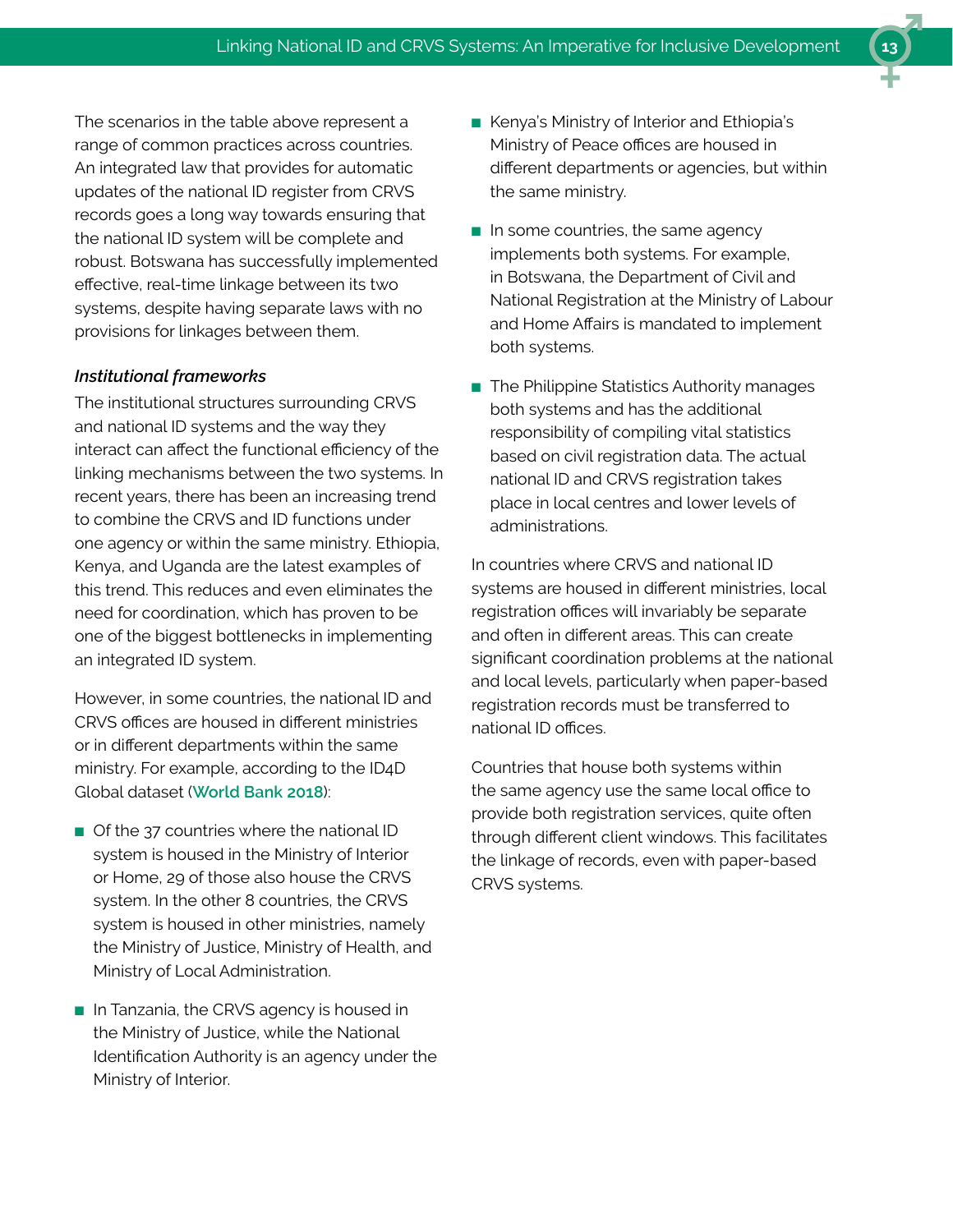The scenarios in the table above represent a range of common practices across countries. An integrated law that provides for automatic updates of the national ID register from CRVS records goes a long way towards ensuring that the national ID system will be complete and robust. Botswana has successfully implemented effective, real-time linkage between its two systems, despite having separate laws with no provisions for linkages between them.

### *Institutional frameworks*

The institutional structures surrounding CRVS and national ID systems and the way they interact can affect the functional efficiency of the linking mechanisms between the two systems. In recent years, there has been an increasing trend to combine the CRVS and ID functions under one agency or within the same ministry. Ethiopia, Kenya, and Uganda are the latest examples of this trend. This reduces and even eliminates the need for coordination, which has proven to be one of the biggest bottlenecks in implementing an integrated ID system.

However, in some countries, the national ID and CRVS offices are housed in different ministries or in different departments within the same ministry. For example, according to the ID4D Global dataset (**World Bank 2018**):

- Of the 37 countries where the national ID system is housed in the Ministry of Interior or Home, 29 of those also house the CRVS system. In the other 8 countries, the CRVS system is housed in other ministries, namely the Ministry of Justice, Ministry of Health, and Ministry of Local Administration.
- In Tanzania, the CRVS agency is housed in the Ministry of Justice, while the National Identification Authority is an agency under the Ministry of Interior.
- Kenya's Ministry of Interior and Ethiopia's Ministry of Peace offices are housed in different departments or agencies, but within the same ministry.
- In some countries, the same agency implements both systems. For example, in Botswana, the Department of Civil and National Registration at the Ministry of Labour and Home Affairs is mandated to implement both systems.
- The Philippine Statistics Authority manages both systems and has the additional responsibility of compiling vital statistics based on civil registration data. The actual national ID and CRVS registration takes place in local centres and lower levels of administrations.

In countries where CRVS and national ID systems are housed in different ministries, local registration offices will invariably be separate and often in different areas. This can create significant coordination problems at the national and local levels, particularly when paper-based registration records must be transferred to national ID offices.

Countries that house both systems within the same agency use the same local office to provide both registration services, quite often through different client windows. This facilitates the linkage of records, even with paper-based CRVS systems.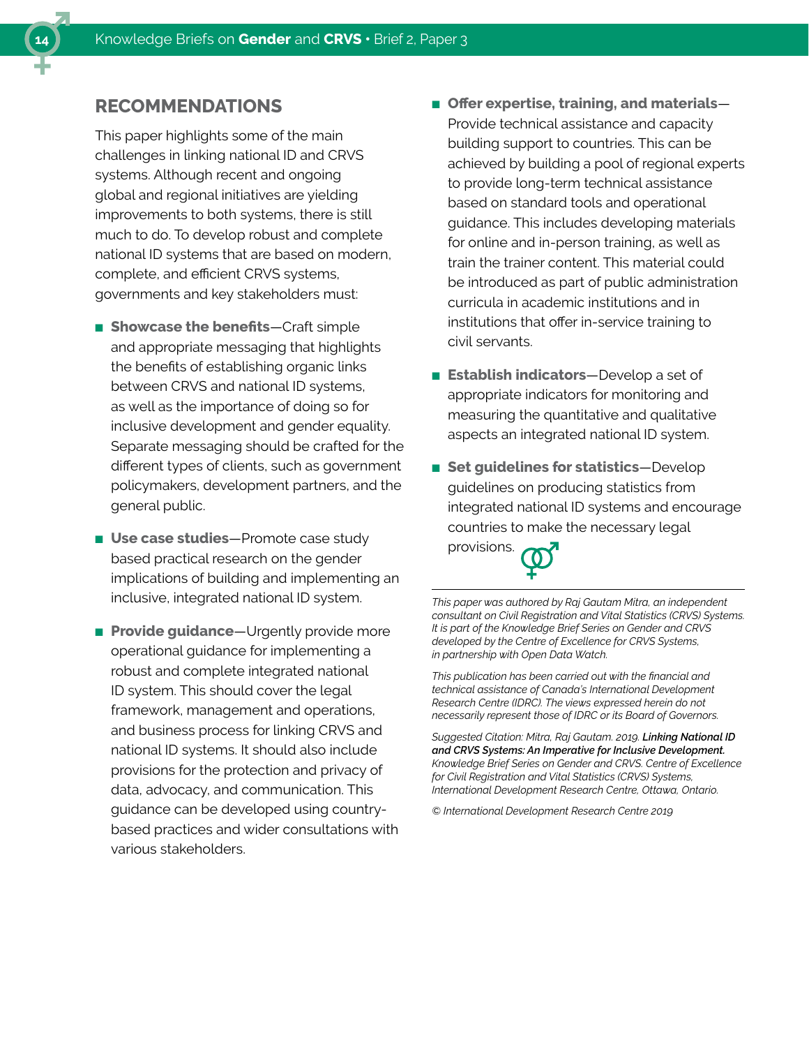## RECOMMENDATIONS

This paper highlights some of the main challenges in linking national ID and CRVS systems. Although recent and ongoing global and regional initiatives are yielding improvements to both systems, there is still much to do. To develop robust and complete national ID systems that are based on modern, complete, and efficient CRVS systems, governments and key stakeholders must:

- **Showcase the benefits**—Craft simple and appropriate messaging that highlights the benefits of establishing organic links between CRVS and national ID systems, as well as the importance of doing so for inclusive development and gender equality. Separate messaging should be crafted for the different types of clients, such as government policymakers, development partners, and the general public.
- **Use case studies**—Promote case study based practical research on the gender implications of building and implementing an inclusive, integrated national ID system.
- **Provide guidance**—Urgently provide more operational guidance for implementing a robust and complete integrated national ID system. This should cover the legal framework, management and operations, and business process for linking CRVS and national ID systems. It should also include provisions for the protection and privacy of data, advocacy, and communication. This guidance can be developed using country-based practices and wider consultations with various stakeholders.
- **Offer expertise, training, and materials**—Provide technical assistance and capacity building support to countries. This can be achieved by building a pool of regional experts to provide long-term technical assistance based on standard tools and operational guidance. This includes developing materials for online and in-person training, as well as train the trainer content. This material could be introduced as part of public administration curricula in academic institutions and in institutions that offer in-service training to civil servants.
- **Establish indicators**—Develop a set of appropriate indicators for monitoring and measuring the quantitative and qualitative aspects an integrated national ID system.
- **Set guidelines for statistics**—Develop guidelines on producing statistics from integrated national ID systems and encourage countries to make the necessary legal provisions.

---

*This paper was authored by Raj Gautam Mitra, an independent consultant on Civil Registration and Vital Statistics (CRVS) Systems. It is part of the Knowledge Brief Series on Gender and CRVS developed by the Centre of Excellence for CRVS Systems, in partnership with Open Data Watch.*

*This publication has been carried out with the financial and technical assistance of Canada's International Development Research Centre (IDRC). The views expressed herein do not necessarily represent those of IDRC or its Board of Governors.*

*Suggested Citation: Mitra, Raj Gautam. 2019.* ***Linking National ID and CRVS Systems: An Imperative for Inclusive Development.*** *Knowledge Brief Series on Gender and CRVS. Centre of Excellence for Civil Registration and Vital Statistics (CRVS) Systems, International Development Research Centre, Ottawa, Ontario.*

*© International Development Research Centre 2019*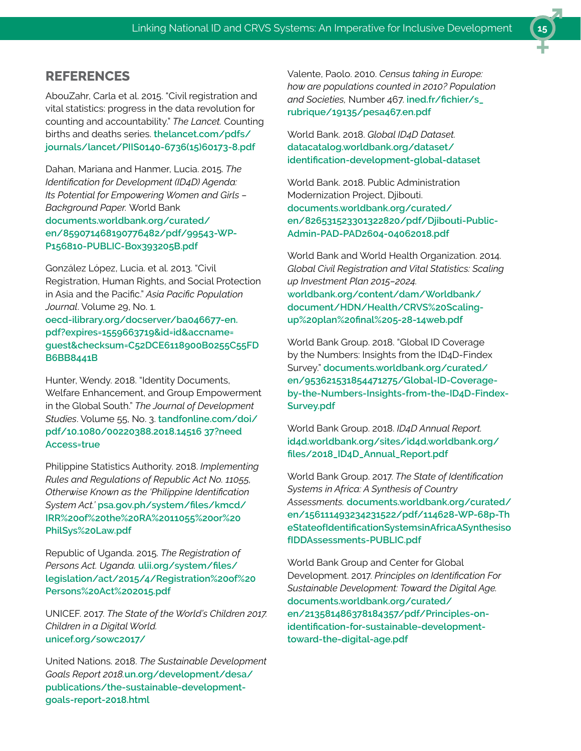## REFERENCES

AbouZahr, Carla et al. 2015. "Civil registration and vital statistics: progress in the data revolution for counting and accountability." *The Lancet.* Counting births and deaths series. **thelancet.com/pdfs/journals/lancet/PIIS0140-6736(15)60173-8.pdf**

Dahan, Mariana and Hanmer, Lucia. 2015. *The Identification for Development (ID4D) Agenda: Its Potential for Empowering Women and Girls – Background Paper.* World Bank **documents.worldbank.org/curated/en/859071468190776482/pdf/99543-WP-P156810-PUBLIC-Box393205B.pdf**

González López, Lucia. et al. 2013. "Civil Registration, Human Rights, and Social Protection in Asia and the Pacific." *Asia Pacific Population Journal*. Volume 29, No. 1. **oecd-ilibrary.org/docserver/ba046677-en.pdf?expires=1559663719&id=id&accname=guest&checksum=C52DCE6118900B0255C55FDB6BB8441B**

Hunter, Wendy. 2018. "Identity Documents, Welfare Enhancement, and Group Empowerment in the Global South." *The Journal of Development Studies*. Volume 55, No. 3. **tandfonline.com/doi/pdf/10.1080/00220388.2018.14516 37?needAccess=true**

Philippine Statistics Authority. 2018. *Implementing Rules and Regulations of Republic Act No. 11055, Otherwise Known as the 'Philippine Identification System Act.'* **psa.gov.ph/system/files/kmcd/IRR%20of%20the%20RA%2011055%20or%20PhilSys%20Law.pdf**

Republic of Uganda. 2015. *The Registration of Persons Act. Uganda.* **ulii.org/system/files/legislation/act/2015/4/Registration%20of%20Persons%20Act%202015.pdf**

UNICEF. 2017. *The State of the World's Children 2017. Children in a Digital World.* **unicef.org/sowc2017/**

United Nations. 2018. *The Sustainable Development Goals Report 2018.***un.org/development/desa/publications/the-sustainable-development-goals-report-2018.html**

Valente, Paolo. 2010. *Census taking in Europe: how are populations counted in 2010? Population and Societies,* Number 467. **ined.fr/fichier/s_rubrique/19135/pesa467.en.pdf**

World Bank. 2018. *Global ID4D Dataset.* **datacatalog.worldbank.org/dataset/identification-development-global-dataset**

World Bank. 2018. Public Administration Modernization Project, Djibouti. **documents.worldbank.org/curated/en/826531523301322820/pdf/Djibouti-Public-Admin-PAD-PAD2604-04062018.pdf**

World Bank and World Health Organization. 2014. *Global Civil Registration and Vital Statistics: Scaling up Investment Plan 2015–2024.* **worldbank.org/content/dam/Worldbank/document/HDN/Health/CRVS%20Scaling-up%20plan%20final%205-28-14web.pdf**

World Bank Group. 2018. "Global ID Coverage by the Numbers: Insights from the ID4D-Findex Survey." **documents.worldbank.org/curated/en/953621531854471275/Global-ID-Coverage-by-the-Numbers-Insights-from-the-ID4D-Findex-Survey.pdf**

World Bank Group. 2018. *ID4D Annual Report.* **id4d.worldbank.org/sites/id4d.worldbank.org/files/2018_ID4D_Annual_Report.pdf**

World Bank Group. 2017. *The State of Identification Systems in Africa: A Synthesis of Country Assessments.* **documents.worldbank.org/curated/en/156111493234231522/pdf/114628-WP-68p-TheStateofIdentificationSystemsinAfricaASynthesisofIDDAssessments-PUBLIC.pdf**

World Bank Group and Center for Global Development. 2017. *Principles on Identification For Sustainable Development: Toward the Digital Age.* **documents.worldbank.org/curated/en/213581486378184357/pdf/Principles-on-identification-for-sustainable-development-toward-the-digital-age.pdf**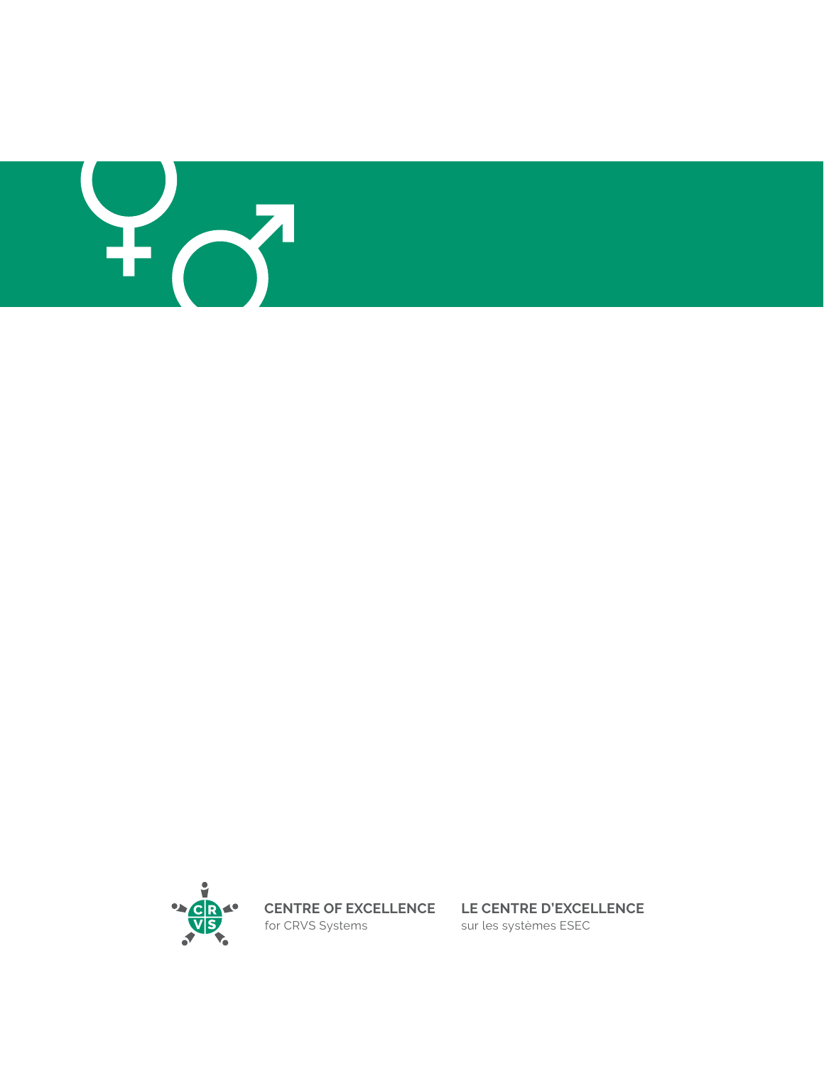**CENTRE OF EXCELLENCE**
for CRVS Systems

**LE CENTRE D'EXCELLENCE**
sur les systèmes ESEC